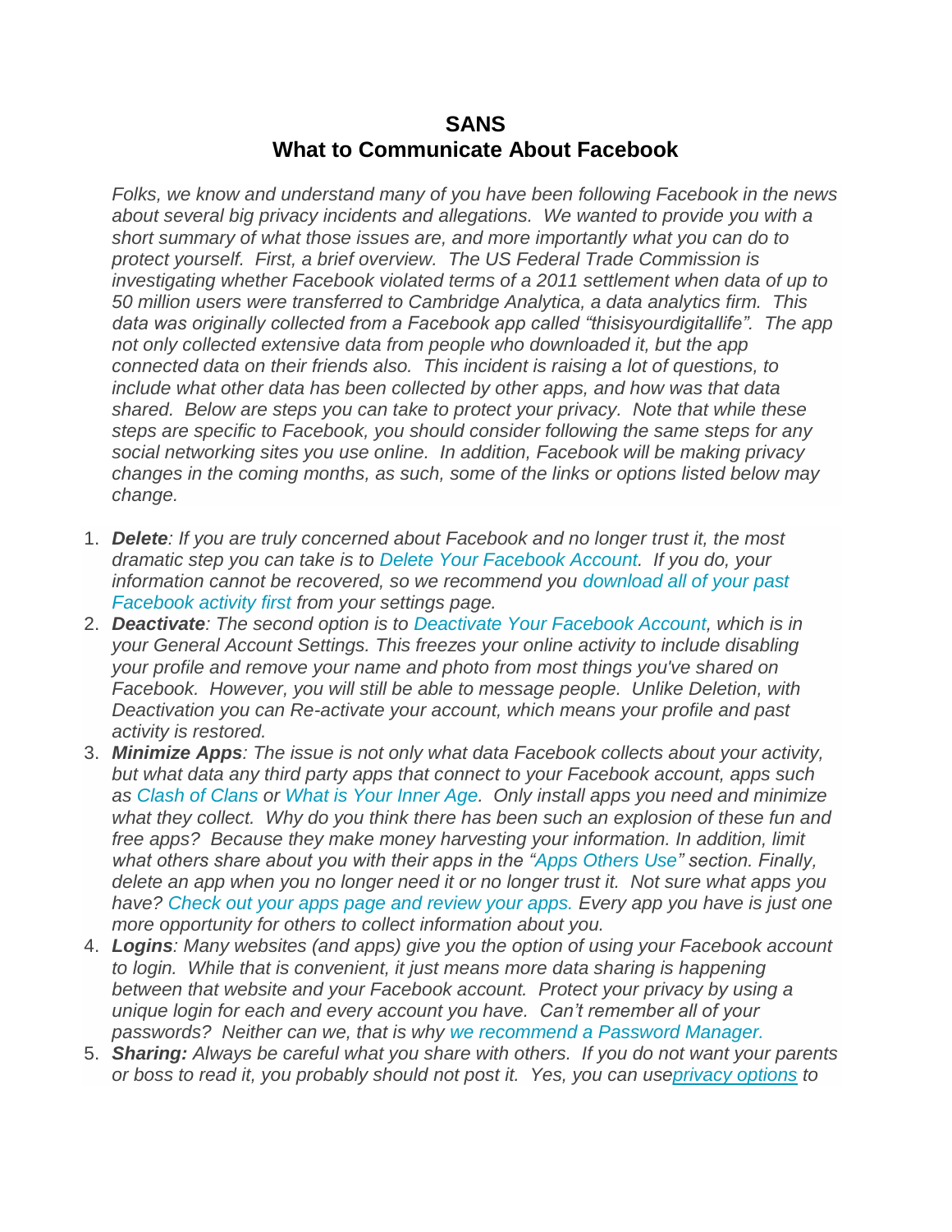# SANS
## What to Communicate About Facebook

*Folks, we know and understand many of you have been following Facebook in the news about several big privacy incidents and allegations. We wanted to provide you with a short summary of what those issues are, and more importantly what you can do to protect yourself. First, a brief overview. The US Federal Trade Commission is investigating whether Facebook violated terms of a 2011 settlement when data of up to 50 million users were transferred to Cambridge Analytica, a data analytics firm. This data was originally collected from a Facebook app called "thisisyourdigitallife". The app not only collected extensive data from people who downloaded it, but the app connected data on their friends also. This incident is raising a lot of questions, to include what other data has been collected by other apps, and how was that data shared. Below are steps you can take to protect your privacy. Note that while these steps are specific to Facebook, you should consider following the same steps for any social networking sites you use online. In addition, Facebook will be making privacy changes in the coming months, as such, some of the links or options listed below may change.*

1. ***Delete**: If you are truly concerned about Facebook and no longer trust it, the most dramatic step you can take is to Delete Your Facebook Account. If you do, your information cannot be recovered, so we recommend you download all of your past Facebook activity first from your settings page.*
2. ***Deactivate**: The second option is to Deactivate Your Facebook Account, which is in your General Account Settings. This freezes your online activity to include disabling your profile and remove your name and photo from most things you've shared on Facebook. However, you will still be able to message people. Unlike Deletion, with Deactivation you can Re-activate your account, which means your profile and past activity is restored.*
3. ***Minimize Apps**: The issue is not only what data Facebook collects about your activity, but what data any third party apps that connect to your Facebook account, apps such as Clash of Clans or What is Your Inner Age. Only install apps you need and minimize what they collect. Why do you think there has been such an explosion of these fun and free apps? Because they make money harvesting your information. In addition, limit what others share about you with their apps in the "Apps Others Use" section. Finally, delete an app when you no longer need it or no longer trust it. Not sure what apps you have? Check out your apps page and review your apps. Every app you have is just one more opportunity for others to collect information about you.*
4. ***Logins**: Many websites (and apps) give you the option of using your Facebook account to login. While that is convenient, it just means more data sharing is happening between that website and your Facebook account. Protect your privacy by using a unique login for each and every account you have. Can't remember all of your passwords? Neither can we, that is why we recommend a Password Manager.*
5. ***Sharing:** Always be careful what you share with others. If you do not want your parents or boss to read it, you probably should not post it. Yes, you can useprivacy options to*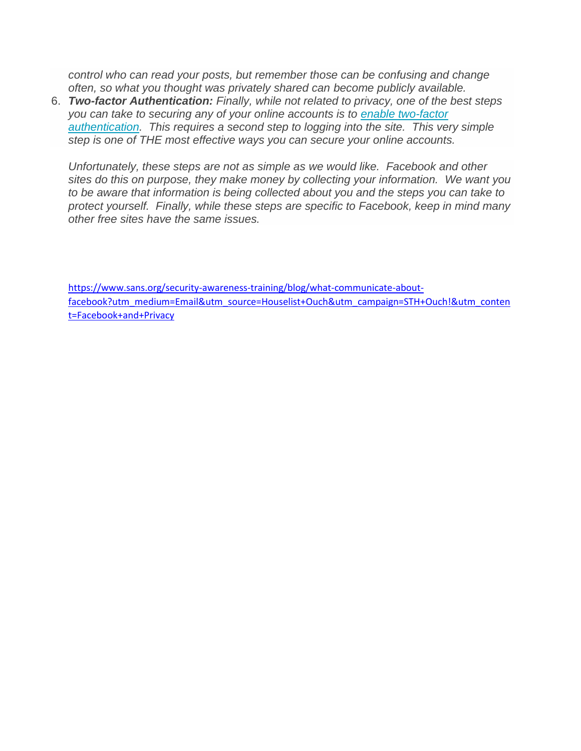*control who can read your posts, but remember those can be confusing and change often, so what you thought was privately shared can become publicly available.*

6. ***Two-factor Authentication:*** *Finally, while not related to privacy, one of the best steps you can take to securing any of your online accounts is to [enable two-factor authentication](). This requires a second step to logging into the site. This very simple step is one of THE most effective ways you can secure your online accounts.*

   *Unfortunately, these steps are not as simple as we would like. Facebook and other sites do this on purpose, they make money by collecting your information. We want you to be aware that information is being collected about you and the steps you can take to protect yourself. Finally, while these steps are specific to Facebook, keep in mind many other free sites have the same issues.*

https://www.sans.org/security-awareness-training/blog/what-communicate-about-facebook?utm_medium=Email&utm_source=Houselist+Ouch&utm_campaign=STH+Ouch!&utm_content=Facebook+and+Privacy